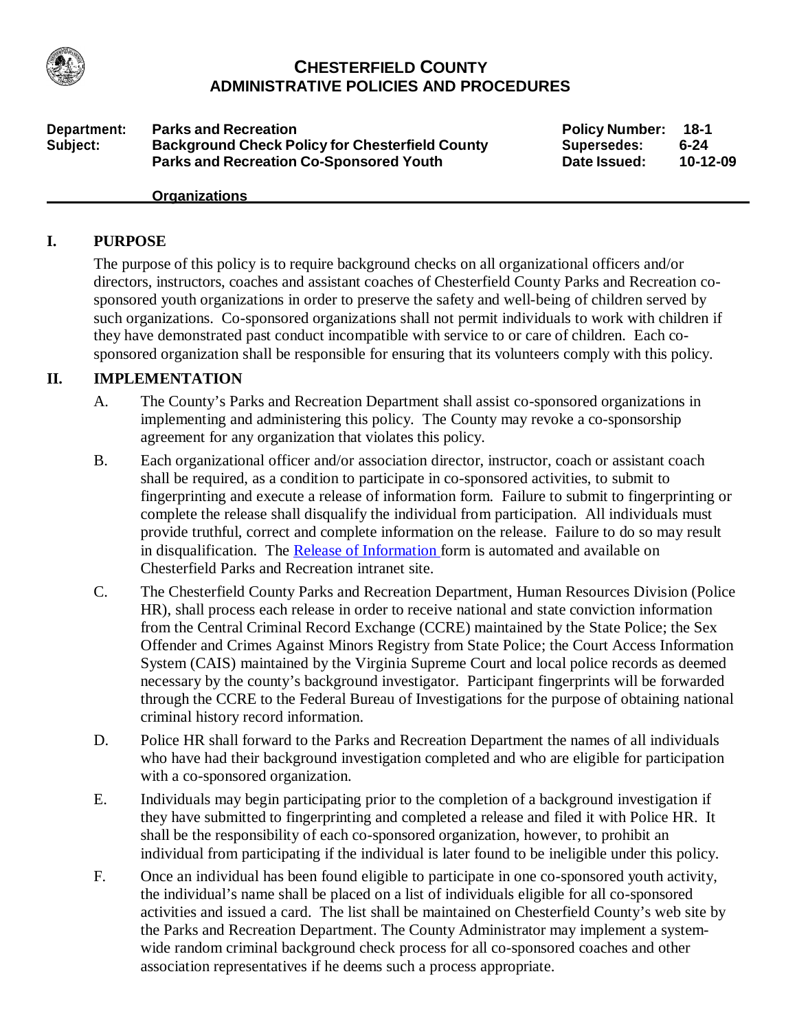# CHESTERFIELD COUNTY
## ADMINISTRATIVE POLICIES AND PROCEDURES

| | | | |
|---|---|---|---|
| **Department:** | **Parks and Recreation** | **Policy Number:** | **18-1** |
| **Subject:** | **Background Check Policy for Chesterfield County Parks and Recreation Co-Sponsored Youth Organizations** | **Supersedes:** | **6-24** |
| | | **Date Issued:** | **10-12-09** |

## I. PURPOSE

The purpose of this policy is to require background checks on all organizational officers and/or directors, instructors, coaches and assistant coaches of Chesterfield County Parks and Recreation co-sponsored youth organizations in order to preserve the safety and well-being of children served by such organizations. Co-sponsored organizations shall not permit individuals to work with children if they have demonstrated past conduct incompatible with service to or care of children. Each co-sponsored organization shall be responsible for ensuring that its volunteers comply with this policy.

## II. IMPLEMENTATION

A. The County's Parks and Recreation Department shall assist co-sponsored organizations in implementing and administering this policy. The County may revoke a co-sponsorship agreement for any organization that violates this policy.

B. Each organizational officer and/or association director, instructor, coach or assistant coach shall be required, as a condition to participate in co-sponsored activities, to submit to fingerprinting and execute a release of information form. Failure to submit to fingerprinting or complete the release shall disqualify the individual from participation. All individuals must provide truthful, correct and complete information on the release. Failure to do so may result in disqualification. The Release of Information form is automated and available on Chesterfield Parks and Recreation intranet site.

C. The Chesterfield County Parks and Recreation Department, Human Resources Division (Police HR), shall process each release in order to receive national and state conviction information from the Central Criminal Record Exchange (CCRE) maintained by the State Police; the Sex Offender and Crimes Against Minors Registry from State Police; the Court Access Information System (CAIS) maintained by the Virginia Supreme Court and local police records as deemed necessary by the county's background investigator. Participant fingerprints will be forwarded through the CCRE to the Federal Bureau of Investigations for the purpose of obtaining national criminal history record information.

D. Police HR shall forward to the Parks and Recreation Department the names of all individuals who have had their background investigation completed and who are eligible for participation with a co-sponsored organization.

E. Individuals may begin participating prior to the completion of a background investigation if they have submitted to fingerprinting and completed a release and filed it with Police HR. It shall be the responsibility of each co-sponsored organization, however, to prohibit an individual from participating if the individual is later found to be ineligible under this policy.

F. Once an individual has been found eligible to participate in one co-sponsored youth activity, the individual's name shall be placed on a list of individuals eligible for all co-sponsored activities and issued a card. The list shall be maintained on Chesterfield County's web site by the Parks and Recreation Department. The County Administrator may implement a system-wide random criminal background check process for all co-sponsored coaches and other association representatives if he deems such a process appropriate.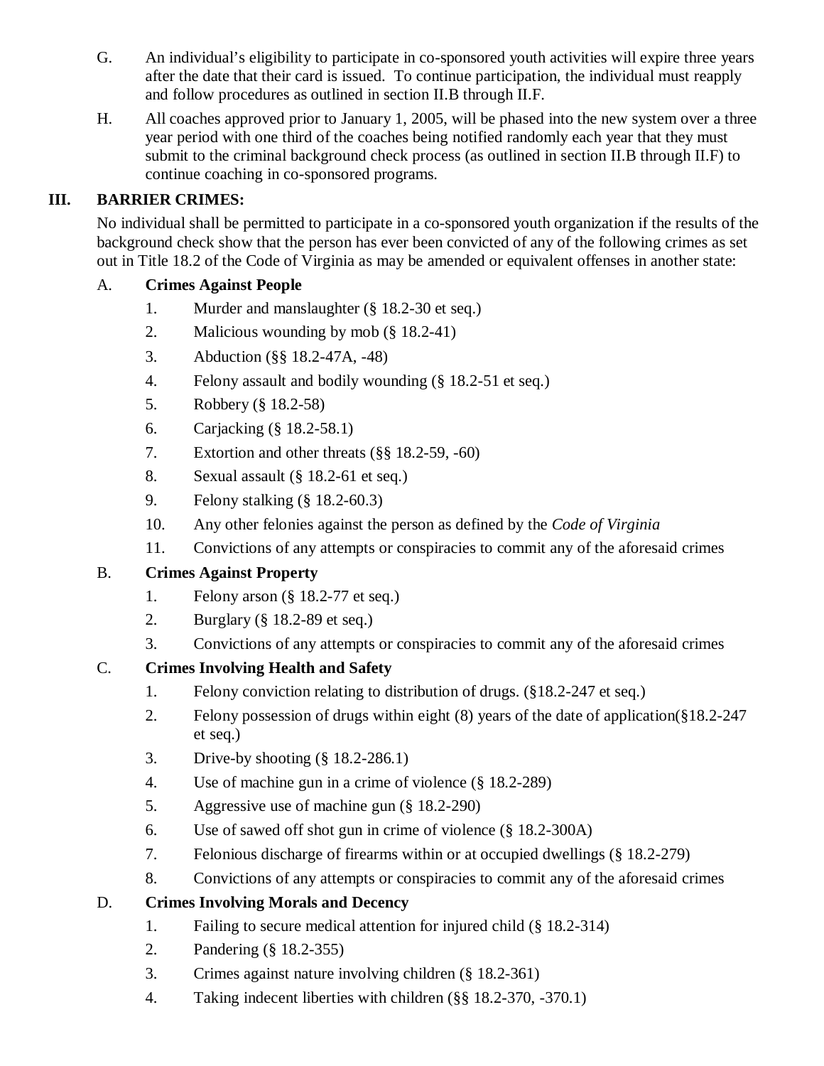G. An individual's eligibility to participate in co-sponsored youth activities will expire three years after the date that their card is issued. To continue participation, the individual must reapply and follow procedures as outlined in section II.B through II.F.

H. All coaches approved prior to January 1, 2005, will be phased into the new system over a three year period with one third of the coaches being notified randomly each year that they must submit to the criminal background check process (as outlined in section II.B through II.F) to continue coaching in co-sponsored programs.

## III. BARRIER CRIMES:

No individual shall be permitted to participate in a co-sponsored youth organization if the results of the background check show that the person has ever been convicted of any of the following crimes as set out in Title 18.2 of the Code of Virginia as may be amended or equivalent offenses in another state:

A. **Crimes Against People**

1. Murder and manslaughter (§ 18.2-30 et seq.)
2. Malicious wounding by mob (§ 18.2-41)
3. Abduction (§§ 18.2-47A, -48)
4. Felony assault and bodily wounding (§ 18.2-51 et seq.)
5. Robbery (§ 18.2-58)
6. Carjacking (§ 18.2-58.1)
7. Extortion and other threats (§§ 18.2-59, -60)
8. Sexual assault (§ 18.2-61 et seq.)
9. Felony stalking (§ 18.2-60.3)
10. Any other felonies against the person as defined by the *Code of Virginia*
11. Convictions of any attempts or conspiracies to commit any of the aforesaid crimes

B. **Crimes Against Property**

1. Felony arson (§ 18.2-77 et seq.)
2. Burglary (§ 18.2-89 et seq.)
3. Convictions of any attempts or conspiracies to commit any of the aforesaid crimes

C. **Crimes Involving Health and Safety**

1. Felony conviction relating to distribution of drugs. (§18.2-247 et seq.)
2. Felony possession of drugs within eight (8) years of the date of application(§18.2-247 et seq.)
3. Drive-by shooting (§ 18.2-286.1)
4. Use of machine gun in a crime of violence (§ 18.2-289)
5. Aggressive use of machine gun (§ 18.2-290)
6. Use of sawed off shot gun in crime of violence (§ 18.2-300A)
7. Felonious discharge of firearms within or at occupied dwellings (§ 18.2-279)
8. Convictions of any attempts or conspiracies to commit any of the aforesaid crimes

D. **Crimes Involving Morals and Decency**

1. Failing to secure medical attention for injured child (§ 18.2-314)
2. Pandering (§ 18.2-355)
3. Crimes against nature involving children (§ 18.2-361)
4. Taking indecent liberties with children (§§ 18.2-370, -370.1)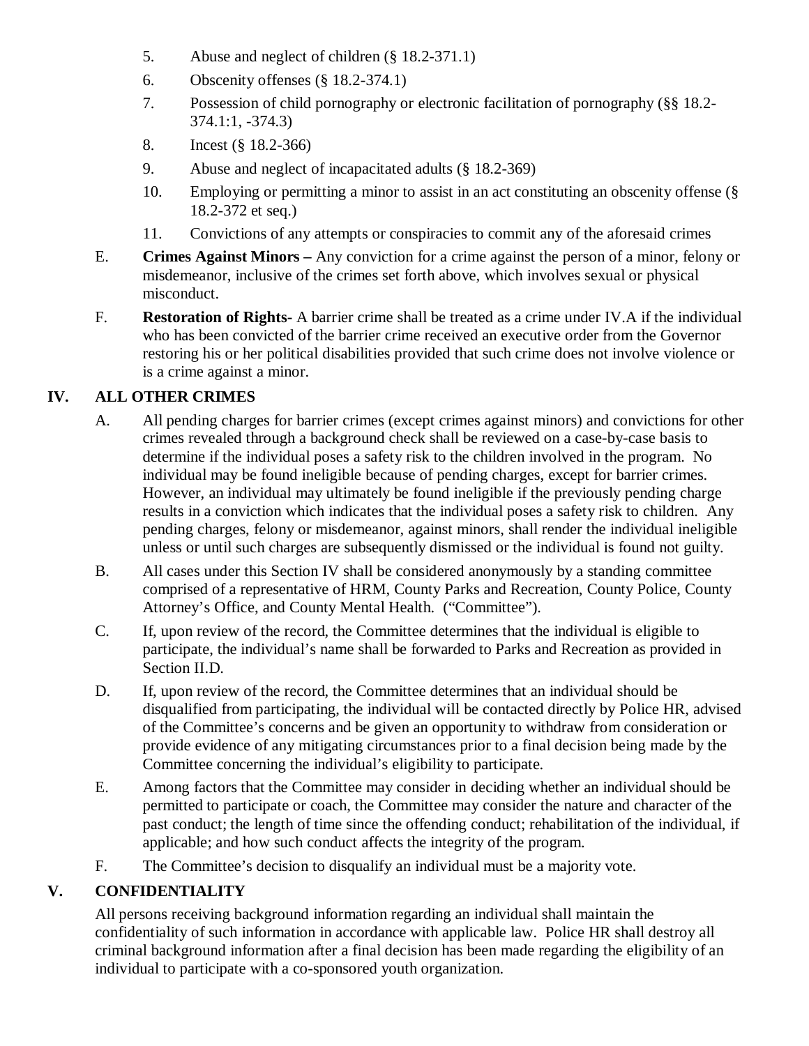5. Abuse and neglect of children (§ 18.2-371.1)
6. Obscenity offenses (§ 18.2-374.1)
7. Possession of child pornography or electronic facilitation of pornography (§§ 18.2-374.1:1, -374.3)
8. Incest (§ 18.2-366)
9. Abuse and neglect of incapacitated adults (§ 18.2-369)
10. Employing or permitting a minor to assist in an act constituting an obscenity offense (§ 18.2-372 et seq.)
11. Convictions of any attempts or conspiracies to commit any of the aforesaid crimes

E. **Crimes Against Minors –** Any conviction for a crime against the person of a minor, felony or misdemeanor, inclusive of the crimes set forth above, which involves sexual or physical misconduct.

F. **Restoration of Rights-** A barrier crime shall be treated as a crime under IV.A if the individual who has been convicted of the barrier crime received an executive order from the Governor restoring his or her political disabilities provided that such crime does not involve violence or is a crime against a minor.

## IV. ALL OTHER CRIMES

A. All pending charges for barrier crimes (except crimes against minors) and convictions for other crimes revealed through a background check shall be reviewed on a case-by-case basis to determine if the individual poses a safety risk to the children involved in the program. No individual may be found ineligible because of pending charges, except for barrier crimes. However, an individual may ultimately be found ineligible if the previously pending charge results in a conviction which indicates that the individual poses a safety risk to children. Any pending charges, felony or misdemeanor, against minors, shall render the individual ineligible unless or until such charges are subsequently dismissed or the individual is found not guilty.

B. All cases under this Section IV shall be considered anonymously by a standing committee comprised of a representative of HRM, County Parks and Recreation, County Police, County Attorney's Office, and County Mental Health. ("Committee").

C. If, upon review of the record, the Committee determines that the individual is eligible to participate, the individual's name shall be forwarded to Parks and Recreation as provided in Section II.D.

D. If, upon review of the record, the Committee determines that an individual should be disqualified from participating, the individual will be contacted directly by Police HR, advised of the Committee's concerns and be given an opportunity to withdraw from consideration or provide evidence of any mitigating circumstances prior to a final decision being made by the Committee concerning the individual's eligibility to participate.

E. Among factors that the Committee may consider in deciding whether an individual should be permitted to participate or coach, the Committee may consider the nature and character of the past conduct; the length of time since the offending conduct; rehabilitation of the individual, if applicable; and how such conduct affects the integrity of the program.

F. The Committee's decision to disqualify an individual must be a majority vote.

## V. CONFIDENTIALITY

All persons receiving background information regarding an individual shall maintain the confidentiality of such information in accordance with applicable law. Police HR shall destroy all criminal background information after a final decision has been made regarding the eligibility of an individual to participate with a co-sponsored youth organization.